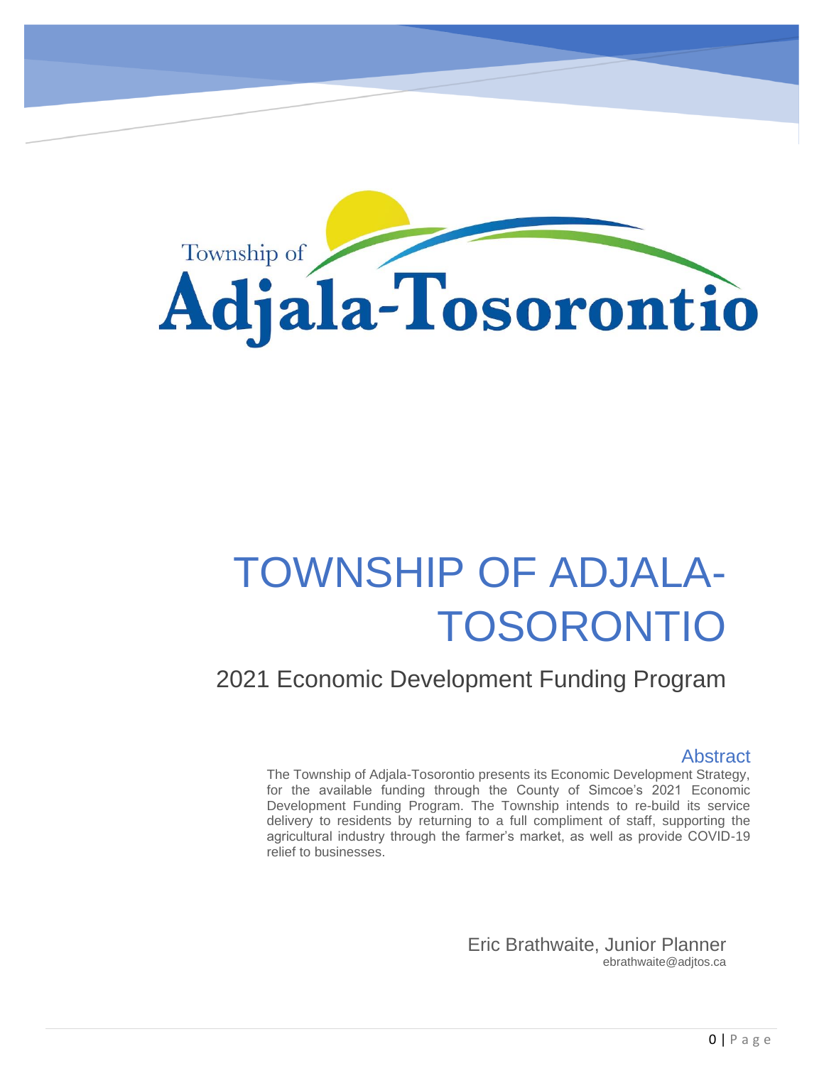Township of

Adjala-Tosorontio

# TOWNSHIP OF ADJALA-TOSORONTIO

## 2021 Economic Development Funding Program

### Abstract

The Township of Adjala-Tosorontio presents its Economic Development Strategy, for the available funding through the County of Simcoe's 2021 Economic Development Funding Program. The Township intends to re-build its service delivery to residents by returning to a full compliment of staff, supporting the agricultural industry through the farmer's market, as well as provide COVID-19 relief to businesses.

Eric Brathwaite, Junior Planner
ebrathwaite@adjtos.ca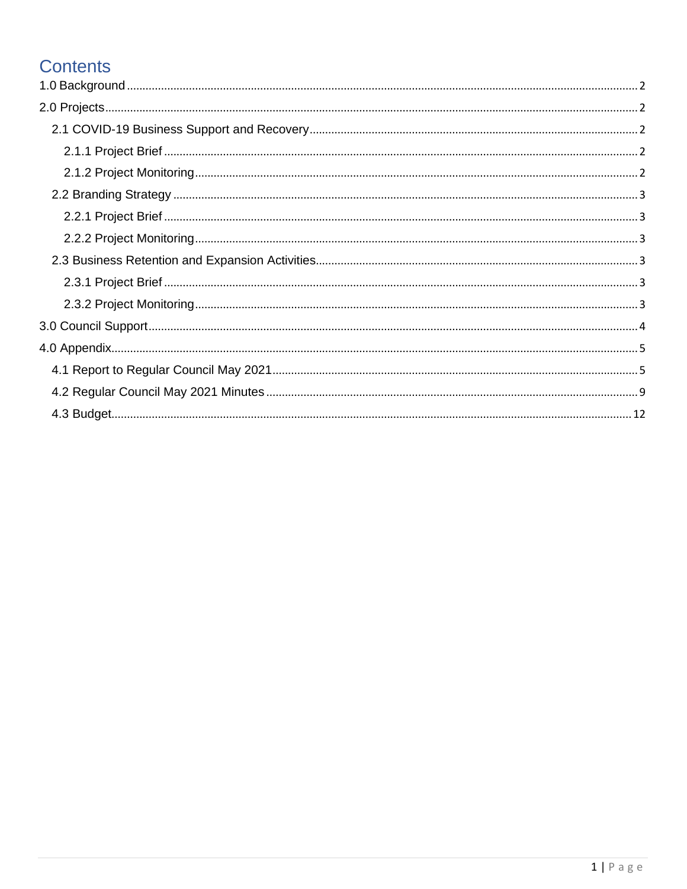# Contents

- 1.0 Background ..... 2
- 2.0 Projects ..... 2
  - 2.1 COVID-19 Business Support and Recovery ..... 2
    - 2.1.1 Project Brief ..... 2
    - 2.1.2 Project Monitoring ..... 2
  - 2.2 Branding Strategy ..... 3
    - 2.2.1 Project Brief ..... 3
    - 2.2.2 Project Monitoring ..... 3
  - 2.3 Business Retention and Expansion Activities ..... 3
    - 2.3.1 Project Brief ..... 3
    - 2.3.2 Project Monitoring ..... 3
- 3.0 Council Support ..... 4
- 4.0 Appendix ..... 5
  - 4.1 Report to Regular Council May 2021 ..... 5
  - 4.2 Regular Council May 2021 Minutes ..... 9
  - 4.3 Budget ..... 12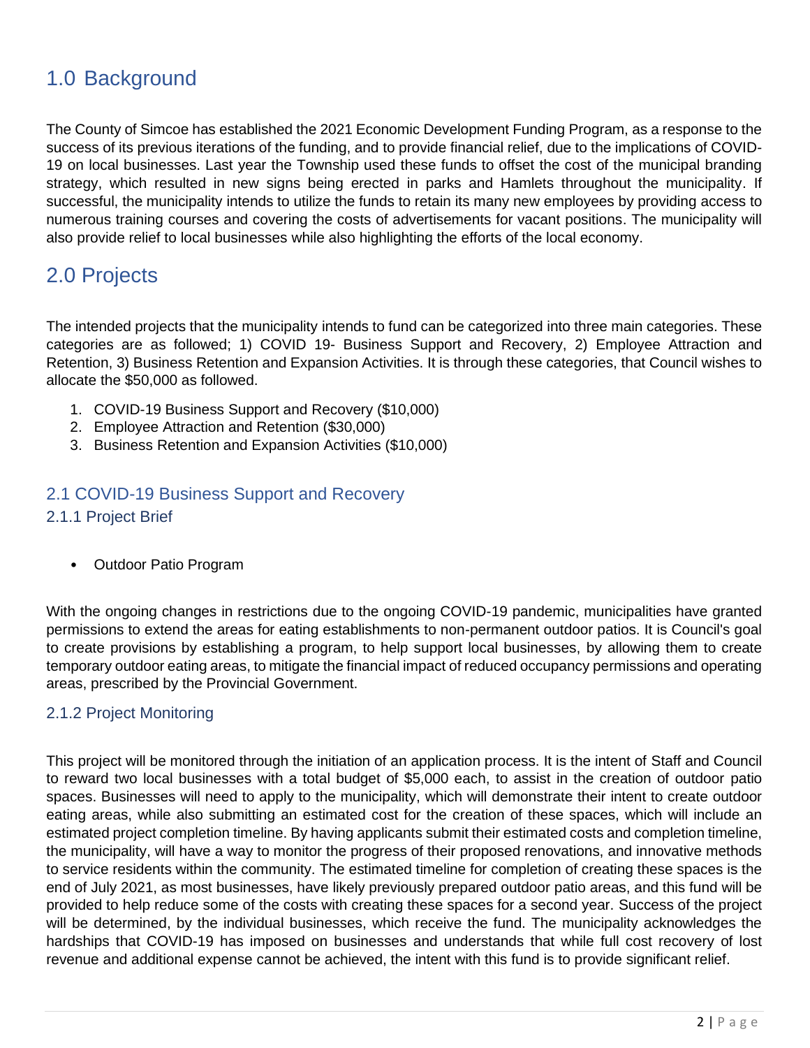# 1.0 Background

The County of Simcoe has established the 2021 Economic Development Funding Program, as a response to the success of its previous iterations of the funding, and to provide financial relief, due to the implications of COVID-19 on local businesses. Last year the Township used these funds to offset the cost of the municipal branding strategy, which resulted in new signs being erected in parks and Hamlets throughout the municipality. If successful, the municipality intends to utilize the funds to retain its many new employees by providing access to numerous training courses and covering the costs of advertisements for vacant positions. The municipality will also provide relief to local businesses while also highlighting the efforts of the local economy.

# 2.0 Projects

The intended projects that the municipality intends to fund can be categorized into three main categories. These categories are as followed; 1) COVID 19- Business Support and Recovery, 2) Employee Attraction and Retention, 3) Business Retention and Expansion Activities. It is through these categories, that Council wishes to allocate the $50,000 as followed.

1. COVID-19 Business Support and Recovery ($10,000)
2. Employee Attraction and Retention ($30,000)
3. Business Retention and Expansion Activities ($10,000)

## 2.1 COVID-19 Business Support and Recovery

### 2.1.1 Project Brief

- Outdoor Patio Program

With the ongoing changes in restrictions due to the ongoing COVID-19 pandemic, municipalities have granted permissions to extend the areas for eating establishments to non-permanent outdoor patios. It is Council's goal to create provisions by establishing a program, to help support local businesses, by allowing them to create temporary outdoor eating areas, to mitigate the financial impact of reduced occupancy permissions and operating areas, prescribed by the Provincial Government.

### 2.1.2 Project Monitoring

This project will be monitored through the initiation of an application process. It is the intent of Staff and Council to reward two local businesses with a total budget of $5,000 each, to assist in the creation of outdoor patio spaces. Businesses will need to apply to the municipality, which will demonstrate their intent to create outdoor eating areas, while also submitting an estimated cost for the creation of these spaces, which will include an estimated project completion timeline. By having applicants submit their estimated costs and completion timeline, the municipality, will have a way to monitor the progress of their proposed renovations, and innovative methods to service residents within the community. The estimated timeline for completion of creating these spaces is the end of July 2021, as most businesses, have likely previously prepared outdoor patio areas, and this fund will be provided to help reduce some of the costs with creating these spaces for a second year. Success of the project will be determined, by the individual businesses, which receive the fund. The municipality acknowledges the hardships that COVID-19 has imposed on businesses and understands that while full cost recovery of lost revenue and additional expense cannot be achieved, the intent with this fund is to provide significant relief.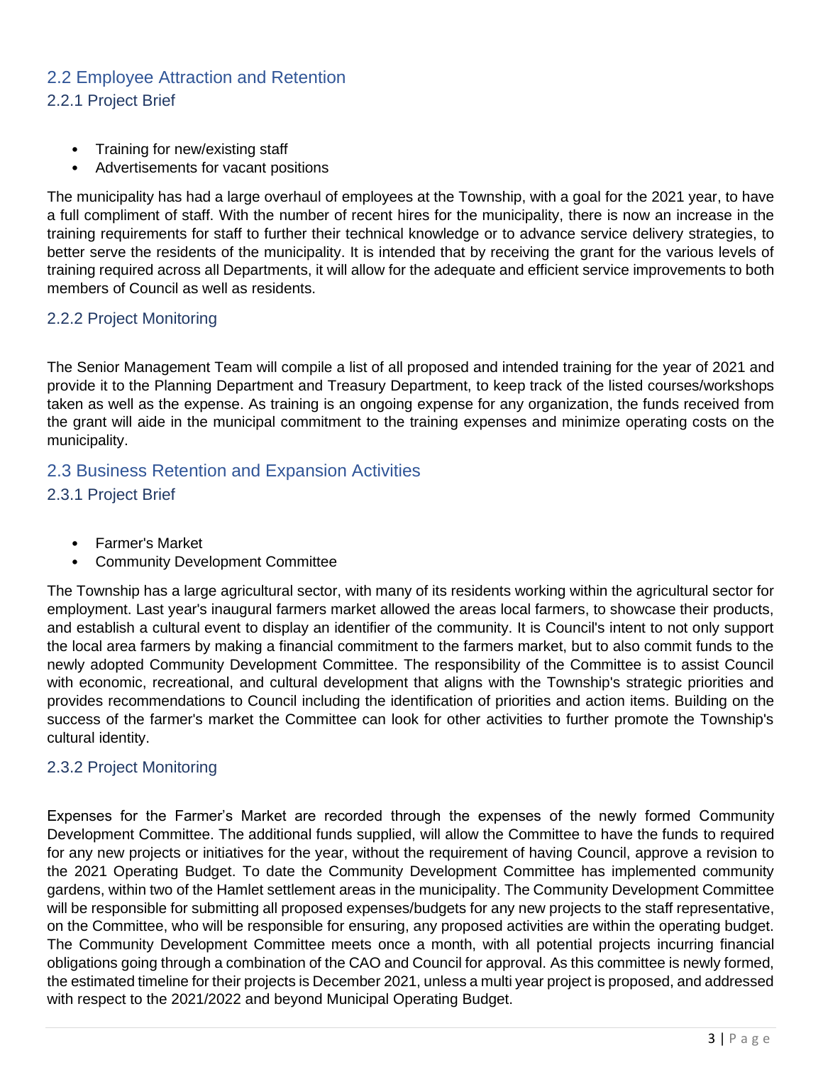## 2.2 Employee Attraction and Retention

### 2.2.1 Project Brief

- Training for new/existing staff
- Advertisements for vacant positions

The municipality has had a large overhaul of employees at the Township, with a goal for the 2021 year, to have a full compliment of staff. With the number of recent hires for the municipality, there is now an increase in the training requirements for staff to further their technical knowledge or to advance service delivery strategies, to better serve the residents of the municipality. It is intended that by receiving the grant for the various levels of training required across all Departments, it will allow for the adequate and efficient service improvements to both members of Council as well as residents.

### 2.2.2 Project Monitoring

The Senior Management Team will compile a list of all proposed and intended training for the year of 2021 and provide it to the Planning Department and Treasury Department, to keep track of the listed courses/workshops taken as well as the expense. As training is an ongoing expense for any organization, the funds received from the grant will aide in the municipal commitment to the training expenses and minimize operating costs on the municipality.

## 2.3 Business Retention and Expansion Activities

### 2.3.1 Project Brief

- Farmer's Market
- Community Development Committee

The Township has a large agricultural sector, with many of its residents working within the agricultural sector for employment. Last year's inaugural farmers market allowed the areas local farmers, to showcase their products, and establish a cultural event to display an identifier of the community. It is Council's intent to not only support the local area farmers by making a financial commitment to the farmers market, but to also commit funds to the newly adopted Community Development Committee. The responsibility of the Committee is to assist Council with economic, recreational, and cultural development that aligns with the Township's strategic priorities and provides recommendations to Council including the identification of priorities and action items. Building on the success of the farmer's market the Committee can look for other activities to further promote the Township's cultural identity.

### 2.3.2 Project Monitoring

Expenses for the Farmer's Market are recorded through the expenses of the newly formed Community Development Committee. The additional funds supplied, will allow the Committee to have the funds to required for any new projects or initiatives for the year, without the requirement of having Council, approve a revision to the 2021 Operating Budget. To date the Community Development Committee has implemented community gardens, within two of the Hamlet settlement areas in the municipality. The Community Development Committee will be responsible for submitting all proposed expenses/budgets for any new projects to the staff representative, on the Committee, who will be responsible for ensuring, any proposed activities are within the operating budget. The Community Development Committee meets once a month, with all potential projects incurring financial obligations going through a combination of the CAO and Council for approval. As this committee is newly formed, the estimated timeline for their projects is December 2021, unless a multi year project is proposed, and addressed with respect to the 2021/2022 and beyond Municipal Operating Budget.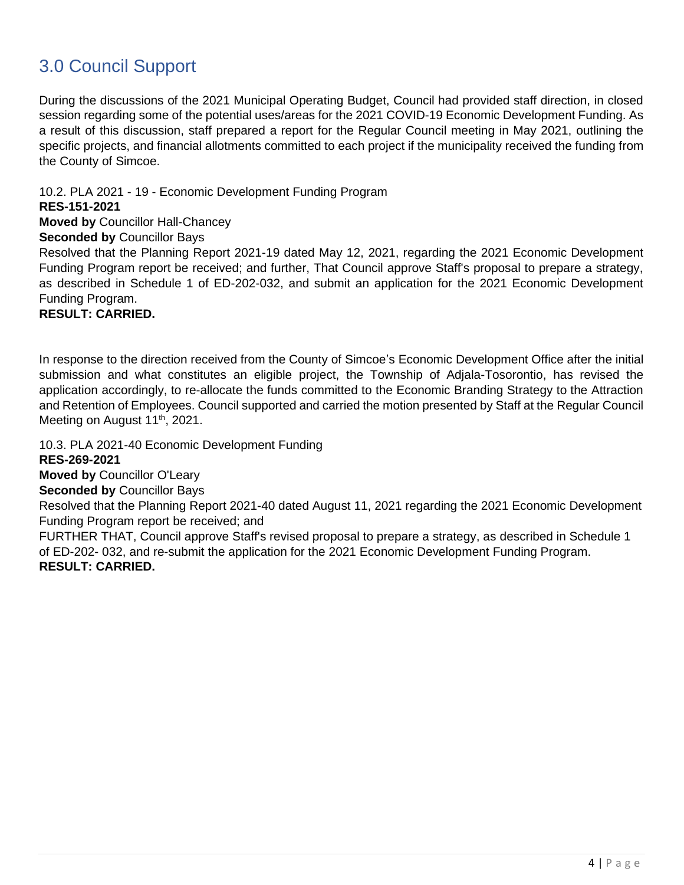## 3.0 Council Support

During the discussions of the 2021 Municipal Operating Budget, Council had provided staff direction, in closed session regarding some of the potential uses/areas for the 2021 COVID-19 Economic Development Funding. As a result of this discussion, staff prepared a report for the Regular Council meeting in May 2021, outlining the specific projects, and financial allotments committed to each project if the municipality received the funding from the County of Simcoe.

10.2. PLA 2021 - 19 - Economic Development Funding Program
**RES-151-2021**
**Moved by** Councillor Hall-Chancey
**Seconded by** Councillor Bays
Resolved that the Planning Report 2021-19 dated May 12, 2021, regarding the 2021 Economic Development Funding Program report be received; and further, That Council approve Staff's proposal to prepare a strategy, as described in Schedule 1 of ED-202-032, and submit an application for the 2021 Economic Development Funding Program.
**RESULT: CARRIED.**

In response to the direction received from the County of Simcoe's Economic Development Office after the initial submission and what constitutes an eligible project, the Township of Adjala-Tosorontio, has revised the application accordingly, to re-allocate the funds committed to the Economic Branding Strategy to the Attraction and Retention of Employees. Council supported and carried the motion presented by Staff at the Regular Council Meeting on August 11th, 2021.

10.3. PLA 2021-40 Economic Development Funding
**RES-269-2021**
**Moved by** Councillor O'Leary
**Seconded by** Councillor Bays
Resolved that the Planning Report 2021-40 dated August 11, 2021 regarding the 2021 Economic Development Funding Program report be received; and
FURTHER THAT, Council approve Staff's revised proposal to prepare a strategy, as described in Schedule 1 of ED-202- 032, and re-submit the application for the 2021 Economic Development Funding Program.
**RESULT: CARRIED.**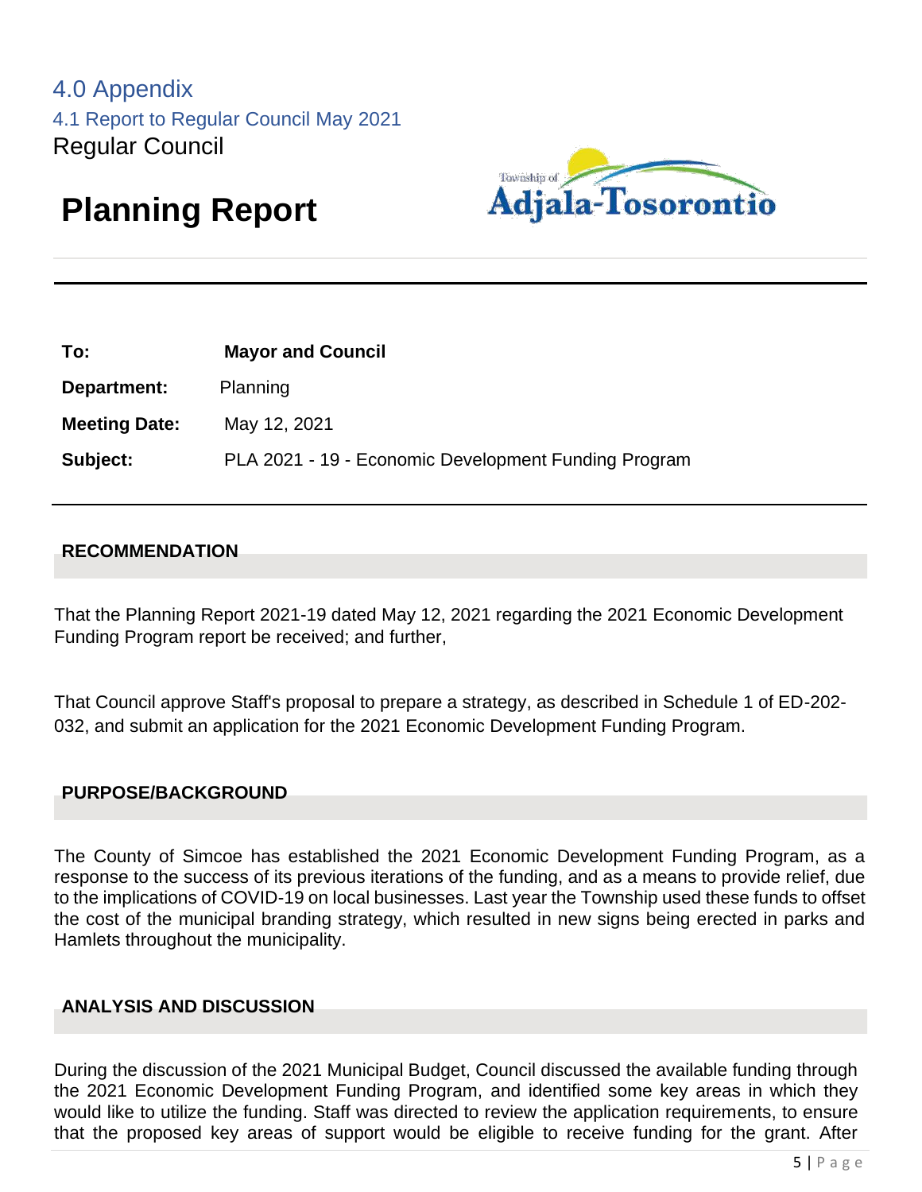# 4.0 Appendix

## 4.1 Report to Regular Council May 2021

Regular Council

# Planning Report

| | |
|---|---|
| **To:** | **Mayor and Council** |
| **Department:** | Planning |
| **Meeting Date:** | May 12, 2021 |
| **Subject:** | PLA 2021 - 19 - Economic Development Funding Program |

### RECOMMENDATION

That the Planning Report 2021-19 dated May 12, 2021 regarding the 2021 Economic Development Funding Program report be received; and further,

That Council approve Staff's proposal to prepare a strategy, as described in Schedule 1 of ED-202-032, and submit an application for the 2021 Economic Development Funding Program.

### PURPOSE/BACKGROUND

The County of Simcoe has established the 2021 Economic Development Funding Program, as a response to the success of its previous iterations of the funding, and as a means to provide relief, due to the implications of COVID-19 on local businesses. Last year the Township used these funds to offset the cost of the municipal branding strategy, which resulted in new signs being erected in parks and Hamlets throughout the municipality.

### ANALYSIS AND DISCUSSION

During the discussion of the 2021 Municipal Budget, Council discussed the available funding through the 2021 Economic Development Funding Program, and identified some key areas in which they would like to utilize the funding. Staff was directed to review the application requirements, to ensure that the proposed key areas of support would be eligible to receive funding for the grant. After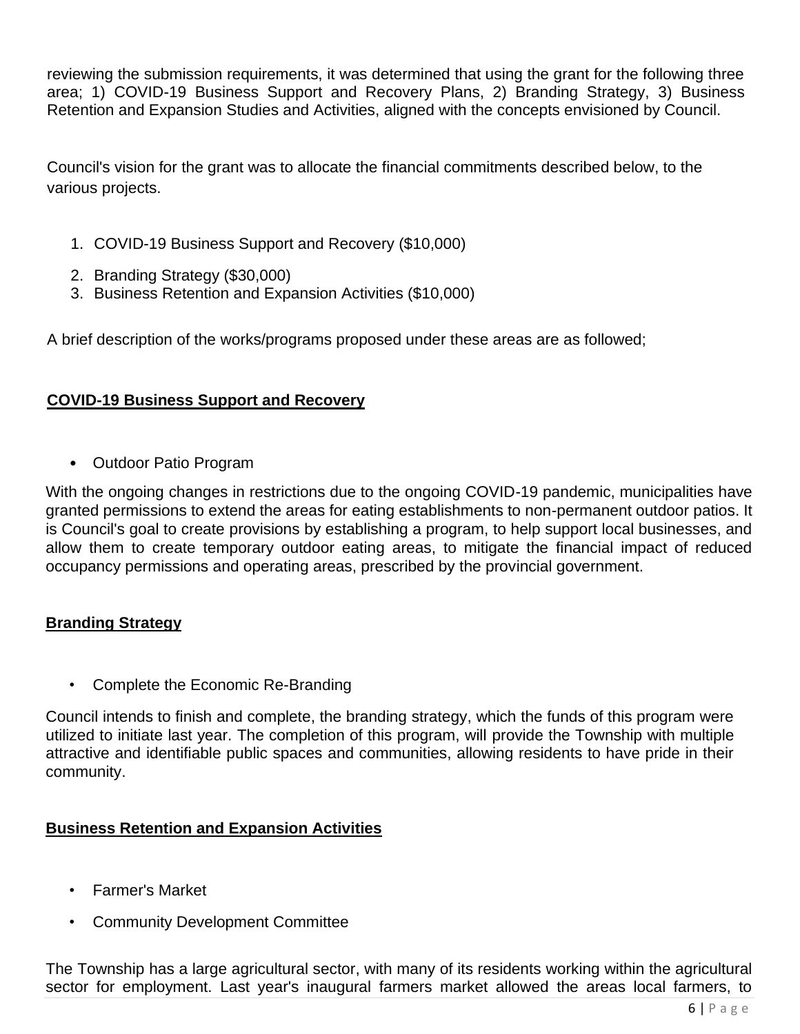reviewing the submission requirements, it was determined that using the grant for the following three area; 1) COVID-19 Business Support and Recovery Plans, 2) Branding Strategy, 3) Business Retention and Expansion Studies and Activities, aligned with the concepts envisioned by Council.

Council's vision for the grant was to allocate the financial commitments described below, to the various projects.

1. COVID-19 Business Support and Recovery ($10,000)
2. Branding Strategy ($30,000)
3. Business Retention and Expansion Activities ($10,000)

A brief description of the works/programs proposed under these areas are as followed;

**COVID-19 Business Support and Recovery**

- Outdoor Patio Program

With the ongoing changes in restrictions due to the ongoing COVID-19 pandemic, municipalities have granted permissions to extend the areas for eating establishments to non-permanent outdoor patios. It is Council's goal to create provisions by establishing a program, to help support local businesses, and allow them to create temporary outdoor eating areas, to mitigate the financial impact of reduced occupancy permissions and operating areas, prescribed by the provincial government.

**Branding Strategy**

- Complete the Economic Re-Branding

Council intends to finish and complete, the branding strategy, which the funds of this program were utilized to initiate last year. The completion of this program, will provide the Township with multiple attractive and identifiable public spaces and communities, allowing residents to have pride in their community.

**Business Retention and Expansion Activities**

- Farmer's Market
- Community Development Committee

The Township has a large agricultural sector, with many of its residents working within the agricultural sector for employment. Last year's inaugural farmers market allowed the areas local farmers, to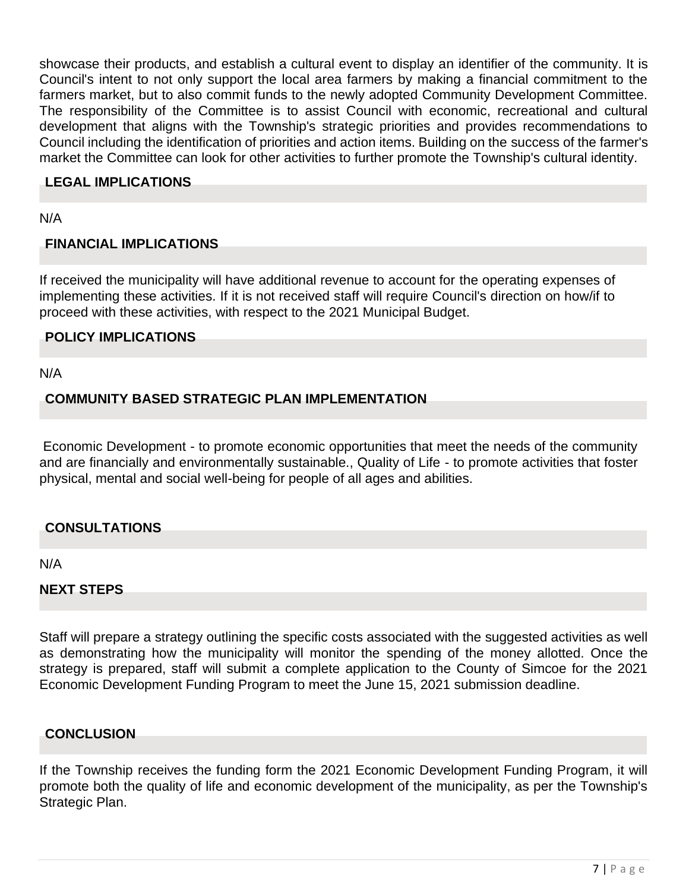showcase their products, and establish a cultural event to display an identifier of the community. It is Council's intent to not only support the local area farmers by making a financial commitment to the farmers market, but to also commit funds to the newly adopted Community Development Committee. The responsibility of the Committee is to assist Council with economic, recreational and cultural development that aligns with the Township's strategic priorities and provides recommendations to Council including the identification of priorities and action items. Building on the success of the farmer's market the Committee can look for other activities to further promote the Township's cultural identity.

## LEGAL IMPLICATIONS

N/A

## FINANCIAL IMPLICATIONS

If received the municipality will have additional revenue to account for the operating expenses of implementing these activities. If it is not received staff will require Council's direction on how/if to proceed with these activities, with respect to the 2021 Municipal Budget.

## POLICY IMPLICATIONS

N/A

## COMMUNITY BASED STRATEGIC PLAN IMPLEMENTATION

Economic Development - to promote economic opportunities that meet the needs of the community and are financially and environmentally sustainable., Quality of Life - to promote activities that foster physical, mental and social well-being for people of all ages and abilities.

## CONSULTATIONS

N/A

## NEXT STEPS

Staff will prepare a strategy outlining the specific costs associated with the suggested activities as well as demonstrating how the municipality will monitor the spending of the money allotted. Once the strategy is prepared, staff will submit a complete application to the County of Simcoe for the 2021 Economic Development Funding Program to meet the June 15, 2021 submission deadline.

## CONCLUSION

If the Township receives the funding form the 2021 Economic Development Funding Program, it will promote both the quality of life and economic development of the municipality, as per the Township's Strategic Plan.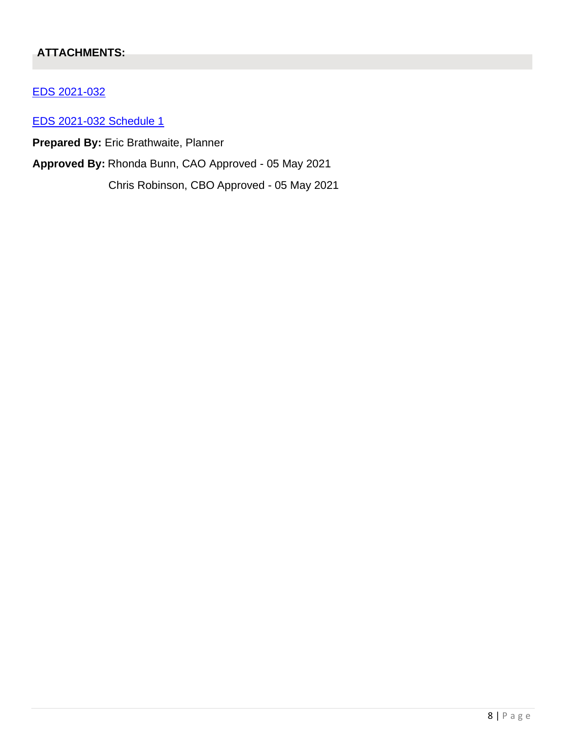## ATTACHMENTS:

EDS 2021-032

EDS 2021-032 Schedule 1

**Prepared By:** Eric Brathwaite, Planner

**Approved By:** Rhonda Bunn, CAO Approved - 05 May 2021

Chris Robinson, CBO Approved - 05 May 2021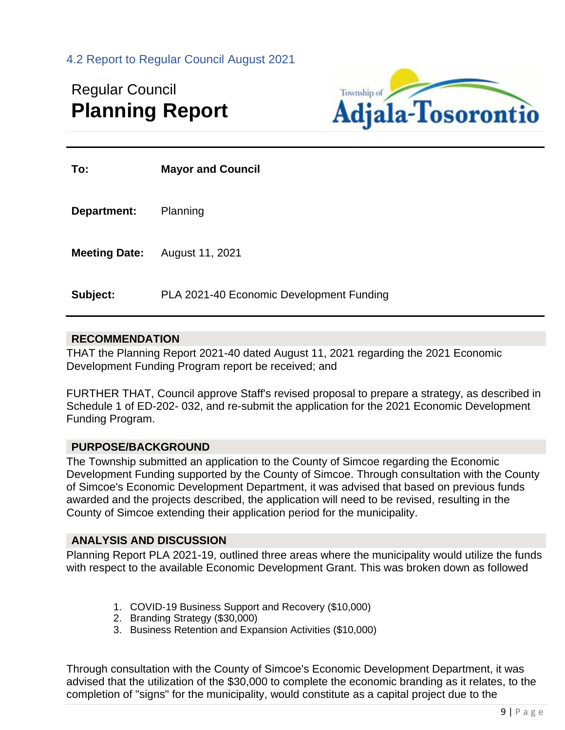4.2 Report to Regular Council August 2021

Regular Council
# Planning Report

**To:** **Mayor and Council**

**Department:** Planning

**Meeting Date:** August 11, 2021

**Subject:** PLA 2021-40 Economic Development Funding

## RECOMMENDATION

THAT the Planning Report 2021-40 dated August 11, 2021 regarding the 2021 Economic Development Funding Program report be received; and

FURTHER THAT, Council approve Staff's revised proposal to prepare a strategy, as described in Schedule 1 of ED-202- 032, and re-submit the application for the 2021 Economic Development Funding Program.

## PURPOSE/BACKGROUND

The Township submitted an application to the County of Simcoe regarding the Economic Development Funding supported by the County of Simcoe. Through consultation with the County of Simcoe's Economic Development Department, it was advised that based on previous funds awarded and the projects described, the application will need to be revised, resulting in the County of Simcoe extending their application period for the municipality.

## ANALYSIS AND DISCUSSION

Planning Report PLA 2021-19, outlined three areas where the municipality would utilize the funds with respect to the available Economic Development Grant. This was broken down as followed

1. COVID-19 Business Support and Recovery ($10,000)
2. Branding Strategy ($30,000)
3. Business Retention and Expansion Activities ($10,000)

Through consultation with the County of Simcoe's Economic Development Department, it was advised that the utilization of the $30,000 to complete the economic branding as it relates, to the completion of "signs" for the municipality, would constitute as a capital project due to the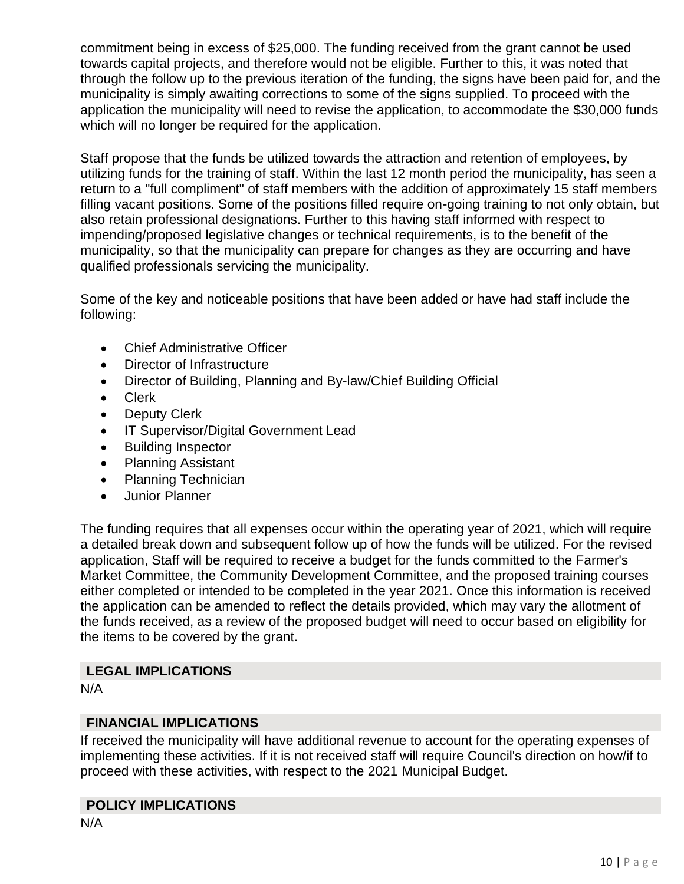commitment being in excess of $25,000. The funding received from the grant cannot be used towards capital projects, and therefore would not be eligible. Further to this, it was noted that through the follow up to the previous iteration of the funding, the signs have been paid for, and the municipality is simply awaiting corrections to some of the signs supplied. To proceed with the application the municipality will need to revise the application, to accommodate the $30,000 funds which will no longer be required for the application.

Staff propose that the funds be utilized towards the attraction and retention of employees, by utilizing funds for the training of staff. Within the last 12 month period the municipality, has seen a return to a "full compliment" of staff members with the addition of approximately 15 staff members filling vacant positions. Some of the positions filled require on-going training to not only obtain, but also retain professional designations. Further to this having staff informed with respect to impending/proposed legislative changes or technical requirements, is to the benefit of the municipality, so that the municipality can prepare for changes as they are occurring and have qualified professionals servicing the municipality.

Some of the key and noticeable positions that have been added or have had staff include the following:

- Chief Administrative Officer
- Director of Infrastructure
- Director of Building, Planning and By-law/Chief Building Official
- Clerk
- Deputy Clerk
- IT Supervisor/Digital Government Lead
- Building Inspector
- Planning Assistant
- Planning Technician
- Junior Planner

The funding requires that all expenses occur within the operating year of 2021, which will require a detailed break down and subsequent follow up of how the funds will be utilized. For the revised application, Staff will be required to receive a budget for the funds committed to the Farmer's Market Committee, the Community Development Committee, and the proposed training courses either completed or intended to be completed in the year 2021. Once this information is received the application can be amended to reflect the details provided, which may vary the allotment of the funds received, as a review of the proposed budget will need to occur based on eligibility for the items to be covered by the grant.

## LEGAL IMPLICATIONS

N/A

## FINANCIAL IMPLICATIONS

If received the municipality will have additional revenue to account for the operating expenses of implementing these activities. If it is not received staff will require Council's direction on how/if to proceed with these activities, with respect to the 2021 Municipal Budget.

## POLICY IMPLICATIONS

N/A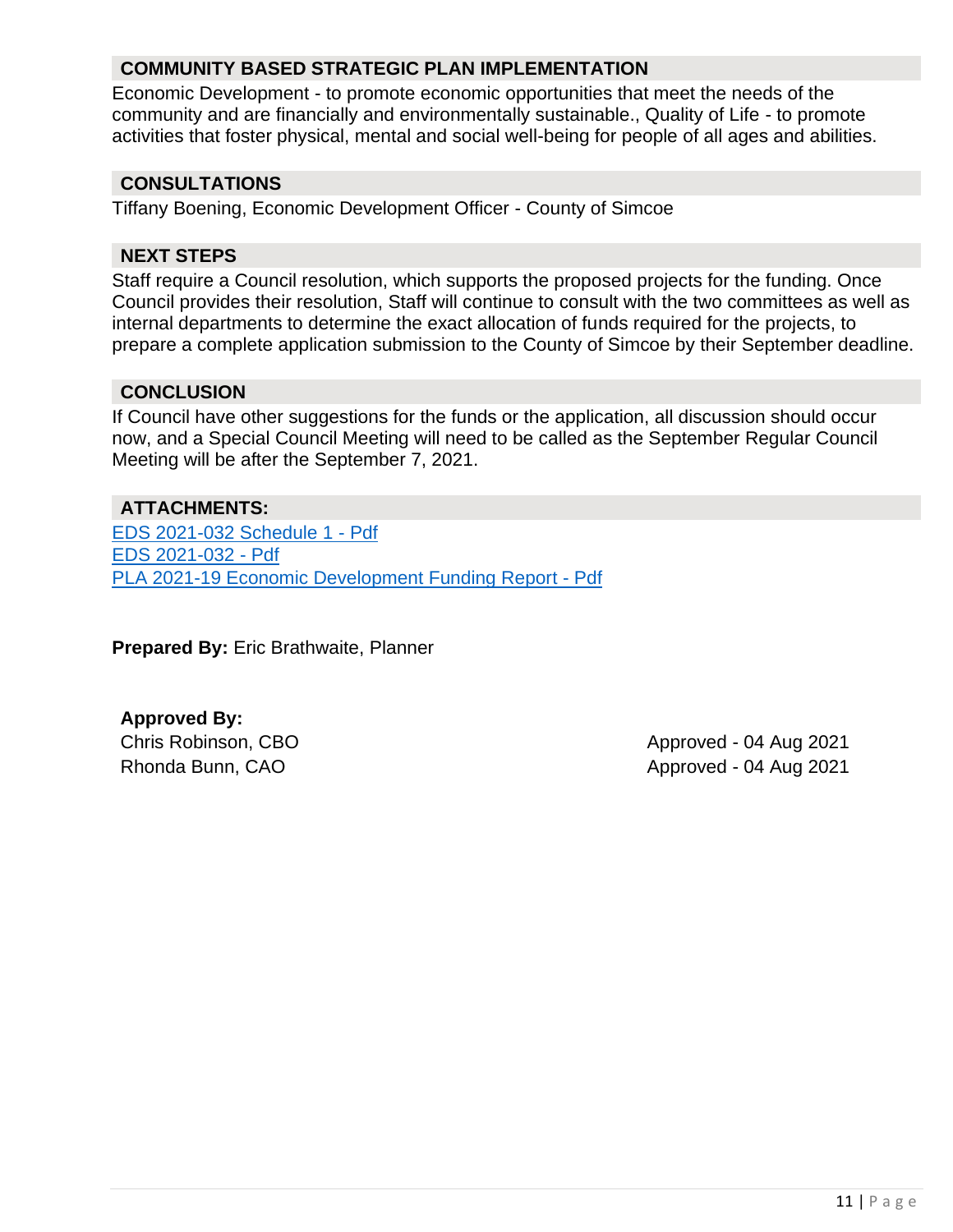## COMMUNITY BASED STRATEGIC PLAN IMPLEMENTATION

Economic Development - to promote economic opportunities that meet the needs of the community and are financially and environmentally sustainable., Quality of Life - to promote activities that foster physical, mental and social well-being for people of all ages and abilities.

## CONSULTATIONS

Tiffany Boening, Economic Development Officer - County of Simcoe

## NEXT STEPS

Staff require a Council resolution, which supports the proposed projects for the funding. Once Council provides their resolution, Staff will continue to consult with the two committees as well as internal departments to determine the exact allocation of funds required for the projects, to prepare a complete application submission to the County of Simcoe by their September deadline.

## CONCLUSION

If Council have other suggestions for the funds or the application, all discussion should occur now, and a Special Council Meeting will need to be called as the September Regular Council Meeting will be after the September 7, 2021.

## ATTACHMENTS:

[EDS 2021-032 Schedule 1 - Pdf]
[EDS 2021-032 - Pdf]
[PLA 2021-19 Economic Development Funding Report - Pdf]

**Prepared By:** Eric Brathwaite, Planner

**Approved By:**

| | |
|---|---|
| Chris Robinson, CBO | Approved - 04 Aug 2021 |
| Rhonda Bunn, CAO | Approved - 04 Aug 2021 |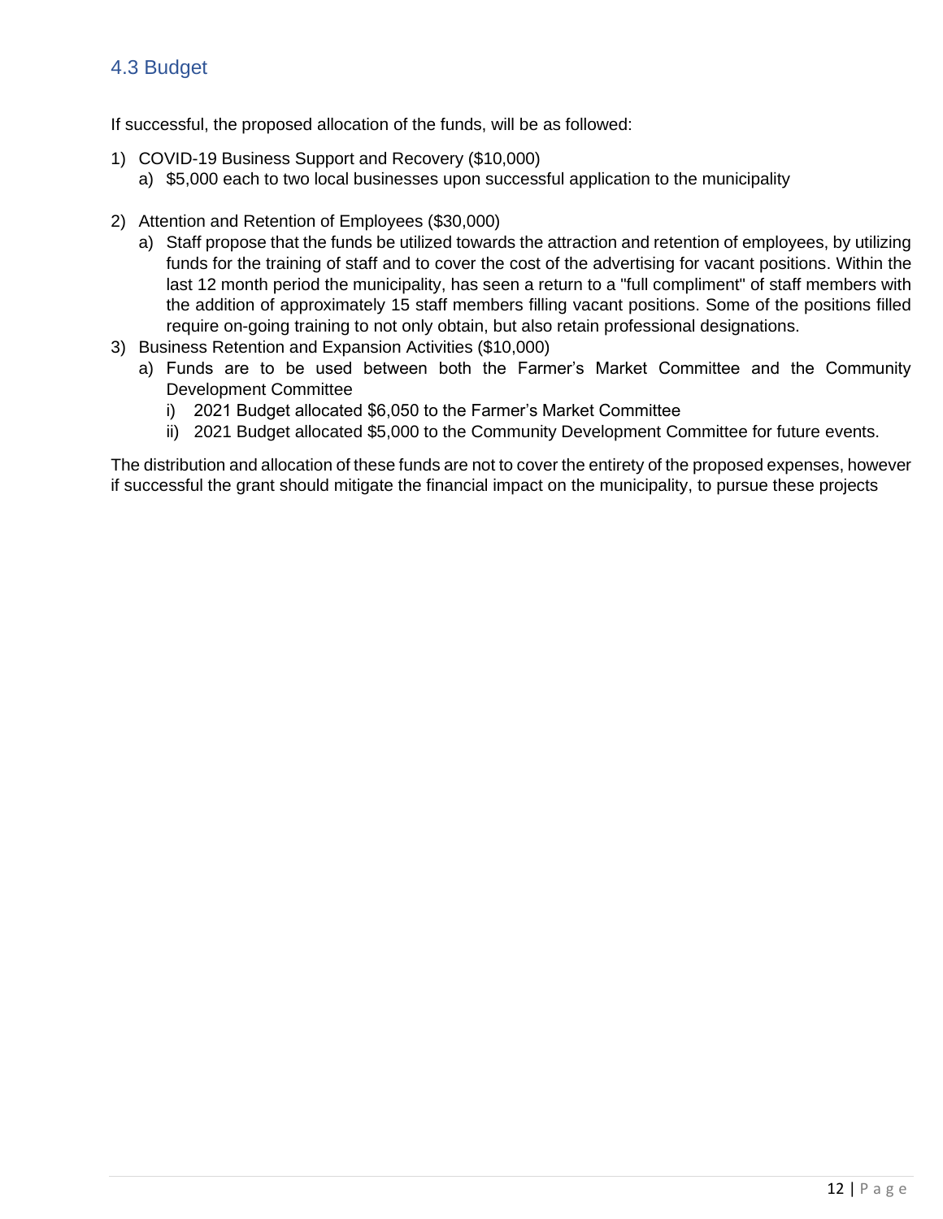## 4.3 Budget

If successful, the proposed allocation of the funds, will be as followed:

1) COVID-19 Business Support and Recovery ($10,000)
   a) $5,000 each to two local businesses upon successful application to the municipality

2) Attention and Retention of Employees ($30,000)
   a) Staff propose that the funds be utilized towards the attraction and retention of employees, by utilizing funds for the training of staff and to cover the cost of the advertising for vacant positions. Within the last 12 month period the municipality, has seen a return to a "full compliment" of staff members with the addition of approximately 15 staff members filling vacant positions. Some of the positions filled require on-going training to not only obtain, but also retain professional designations.
3) Business Retention and Expansion Activities ($10,000)
   a) Funds are to be used between both the Farmer's Market Committee and the Community Development Committee
      i) 2021 Budget allocated $6,050 to the Farmer's Market Committee
      ii) 2021 Budget allocated $5,000 to the Community Development Committee for future events.

The distribution and allocation of these funds are not to cover the entirety of the proposed expenses, however if successful the grant should mitigate the financial impact on the municipality, to pursue these projects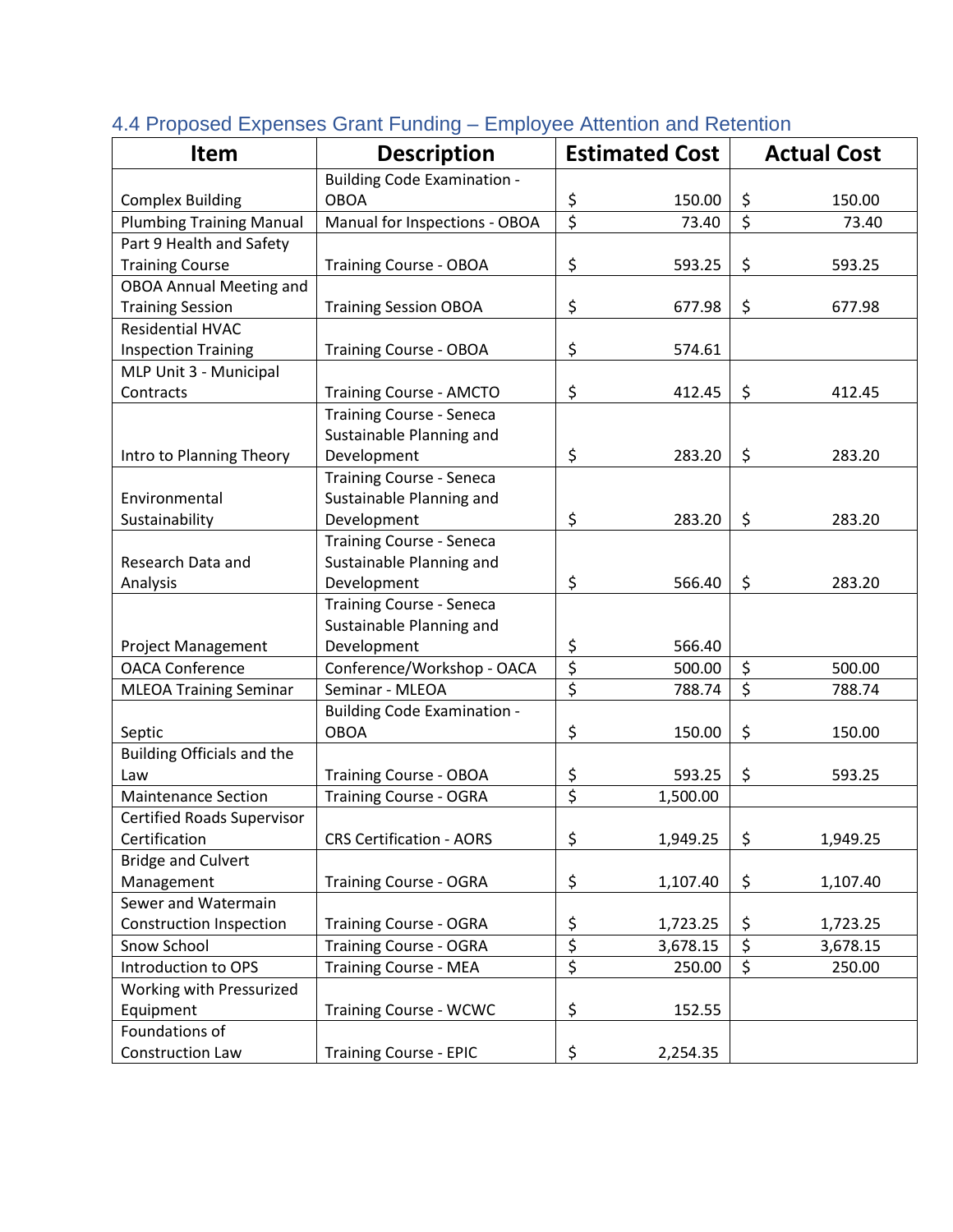## 4.4 Proposed Expenses Grant Funding – Employee Attention and Retention

| Item | Description | Estimated Cost | Actual Cost |
|---|---|---|---|
| Complex Building | Building Code Examination - OBOA | $ 150.00 | $ 150.00 |
| Plumbing Training Manual | Manual for Inspections - OBOA | $ 73.40 | $ 73.40 |
| Part 9 Health and Safety Training Course | Training Course - OBOA | $ 593.25 | $ 593.25 |
| OBOA Annual Meeting and Training Session | Training Session OBOA | $ 677.98 | $ 677.98 |
| Residential HVAC Inspection Training | Training Course - OBOA | $ 574.61 | |
| MLP Unit 3 - Municipal Contracts | Training Course - AMCTO | $ 412.45 | $ 412.45 |
| Intro to Planning Theory | Training Course - Seneca Sustainable Planning and Development | $ 283.20 | $ 283.20 |
| Environmental Sustainability | Training Course - Seneca Sustainable Planning and Development | $ 283.20 | $ 283.20 |
| Research Data and Analysis | Training Course - Seneca Sustainable Planning and Development | $ 566.40 | $ 283.20 |
| Project Management | Training Course - Seneca Sustainable Planning and Development | $ 566.40 | |
| OACA Conference | Conference/Workshop - OACA | $ 500.00 | $ 500.00 |
| MLEOA Training Seminar | Seminar - MLEOA | $ 788.74 | $ 788.74 |
| Septic | Building Code Examination - OBOA | $ 150.00 | $ 150.00 |
| Building Officials and the Law | Training Course - OBOA | $ 593.25 | $ 593.25 |
| Maintenance Section | Training Course - OGRA | $ 1,500.00 | |
| Certified Roads Supervisor Certification | CRS Certification - AORS | $ 1,949.25 | $ 1,949.25 |
| Bridge and Culvert Management | Training Course - OGRA | $ 1,107.40 | $ 1,107.40 |
| Sewer and Watermain Construction Inspection | Training Course - OGRA | $ 1,723.25 | $ 1,723.25 |
| Snow School | Training Course - OGRA | $ 3,678.15 | $ 3,678.15 |
| Introduction to OPS | Training Course - MEA | $ 250.00 | $ 250.00 |
| Working with Pressurized Equipment | Training Course - WCWC | $ 152.55 | |
| Foundations of Construction Law | Training Course - EPIC | $ 2,254.35 | |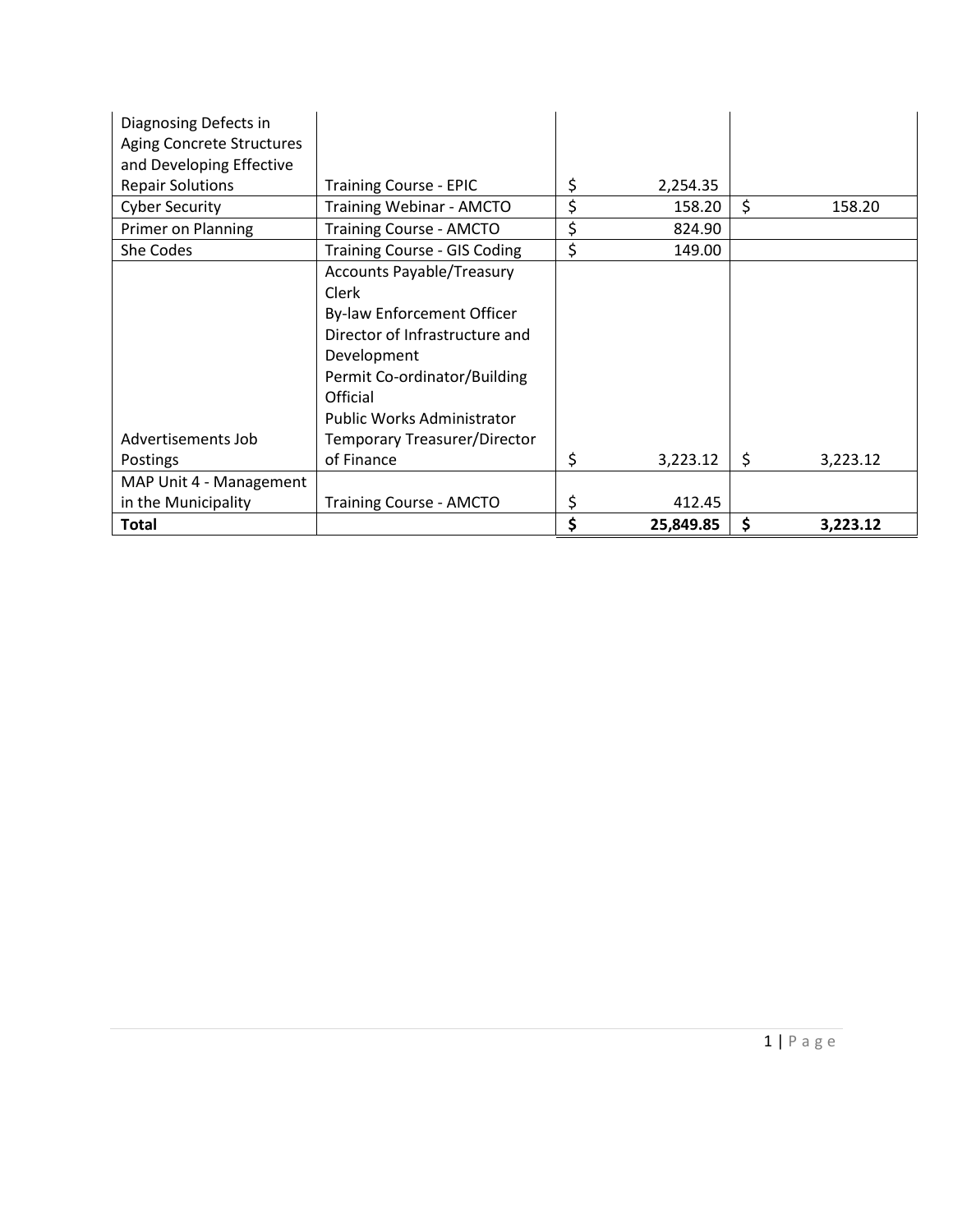| | | | |
|---|---|---|---|
| Diagnosing Defects in Aging Concrete Structures and Developing Effective Repair Solutions | Training Course - EPIC | $ 2,254.35 | |
| Cyber Security | Training Webinar - AMCTO | $ 158.20 | $ 158.20 |
| Primer on Planning | Training Course - AMCTO | $ 824.90 | |
| She Codes | Training Course - GIS Coding | $ 149.00 | |
| Advertisements Job Postings | Accounts Payable/Treasury Clerk<br>By-law Enforcement Officer<br>Director of Infrastructure and Development<br>Permit Co-ordinator/Building Official<br>Public Works Administrator<br>Temporary Treasurer/Director of Finance | $ 3,223.12 | $ 3,223.12 |
| MAP Unit 4 - Management in the Municipality | Training Course - AMCTO | $ 412.45 | |
| **Total** | | **$ 25,849.85** | **$ 3,223.12** |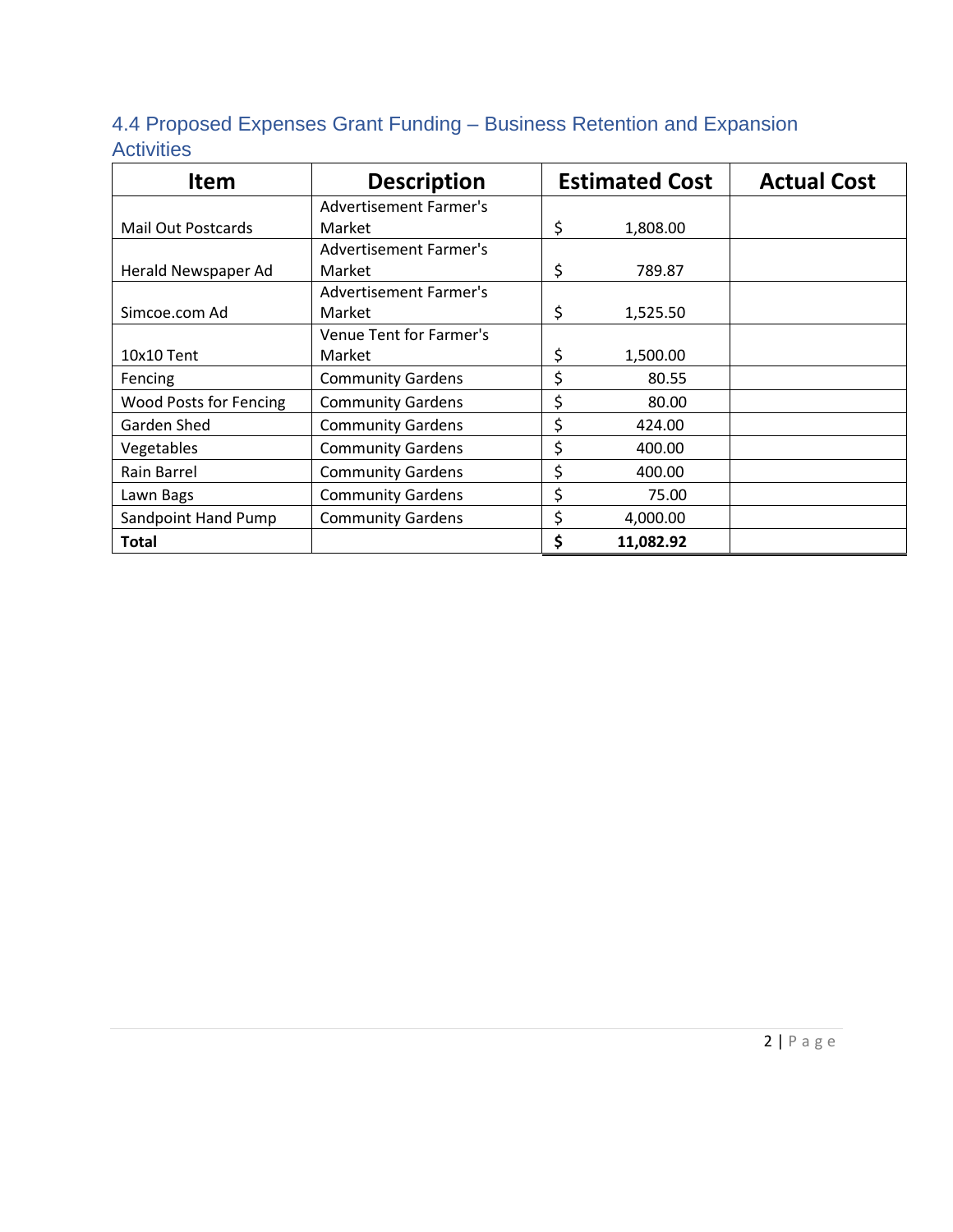## 4.4 Proposed Expenses Grant Funding – Business Retention and Expansion Activities

| Item | Description | Estimated Cost | Actual Cost |
|---|---|---|---|
| Mail Out Postcards | Advertisement Farmer's Market | $ 1,808.00 | |
| Herald Newspaper Ad | Advertisement Farmer's Market | $ 789.87 | |
| Simcoe.com Ad | Advertisement Farmer's Market | $ 1,525.50 | |
| 10x10 Tent | Venue Tent for Farmer's Market | $ 1,500.00 | |
| Fencing | Community Gardens | $ 80.55 | |
| Wood Posts for Fencing | Community Gardens | $ 80.00 | |
| Garden Shed | Community Gardens | $ 424.00 | |
| Vegetables | Community Gardens | $ 400.00 | |
| Rain Barrel | Community Gardens | $ 400.00 | |
| Lawn Bags | Community Gardens | $ 75.00 | |
| Sandpoint Hand Pump | Community Gardens | $ 4,000.00 | |
| **Total** | | **$ 11,082.92** | |